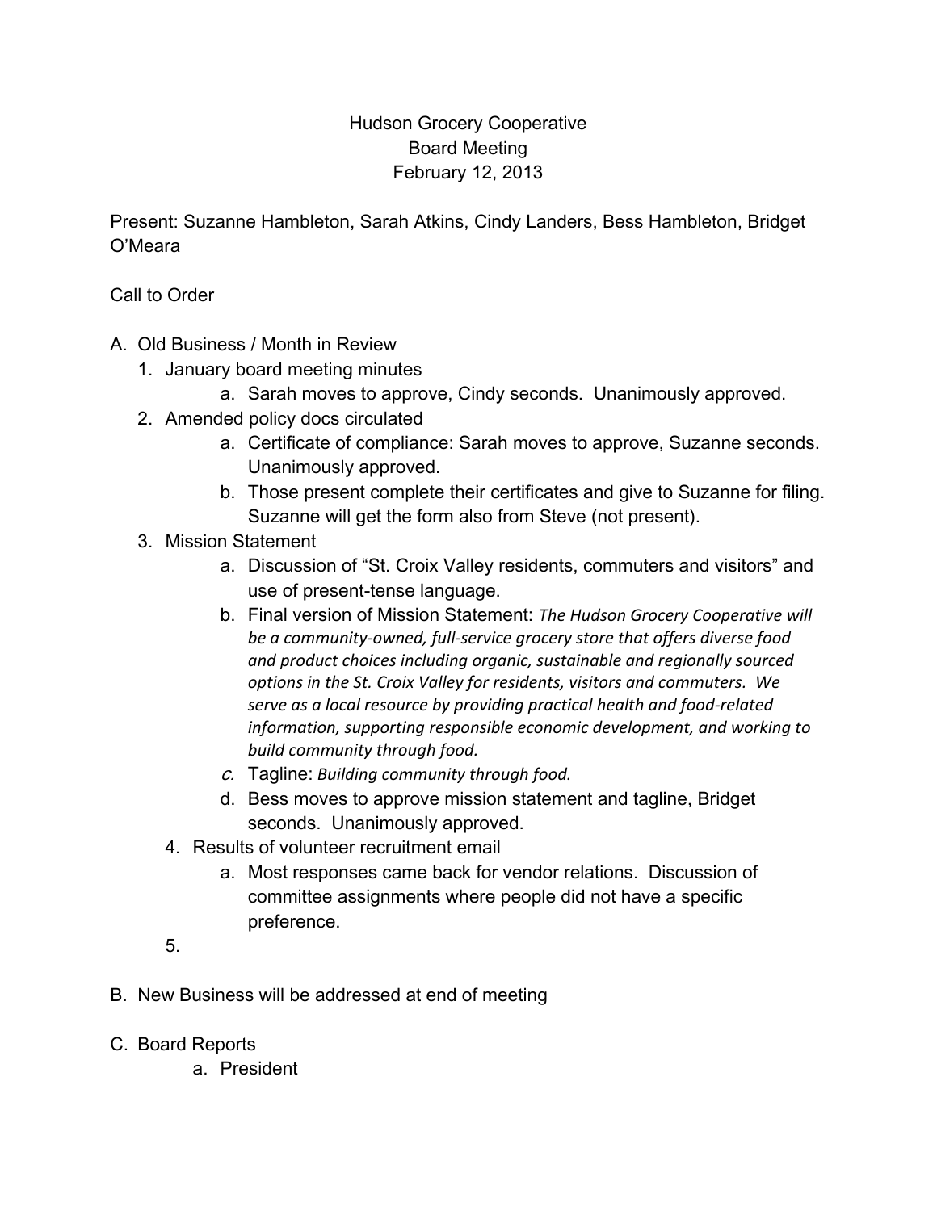# Hudson Grocery Cooperative
## Board Meeting
### February 12, 2013

Present: Suzanne Hambleton, Sarah Atkins, Cindy Landers, Bess Hambleton, Bridget O'Meara

Call to Order

A. Old Business / Month in Review
   1. January board meeting minutes
      a. Sarah moves to approve, Cindy seconds. Unanimously approved.
   2. Amended policy docs circulated
      a. Certificate of compliance: Sarah moves to approve, Suzanne seconds. Unanimously approved.
      b. Those present complete their certificates and give to Suzanne for filing. Suzanne will get the form also from Steve (not present).
   3. Mission Statement
      a. Discussion of "St. Croix Valley residents, commuters and visitors" and use of present-tense language.
      b. Final version of Mission Statement: *The Hudson Grocery Cooperative will be a community-owned, full-service grocery store that offers diverse food and product choices including organic, sustainable and regionally sourced options in the St. Croix Valley for residents, visitors and commuters. We serve as a local resource by providing practical health and food-related information, supporting responsible economic development, and working to build community through food.*
      c. Tagline: *Building community through food.*
      d. Bess moves to approve mission statement and tagline, Bridget seconds. Unanimously approved.
   4. Results of volunteer recruitment email
      a. Most responses came back for vendor relations. Discussion of committee assignments where people did not have a specific preference.
   5.

B. New Business will be addressed at end of meeting

C. Board Reports
   a. President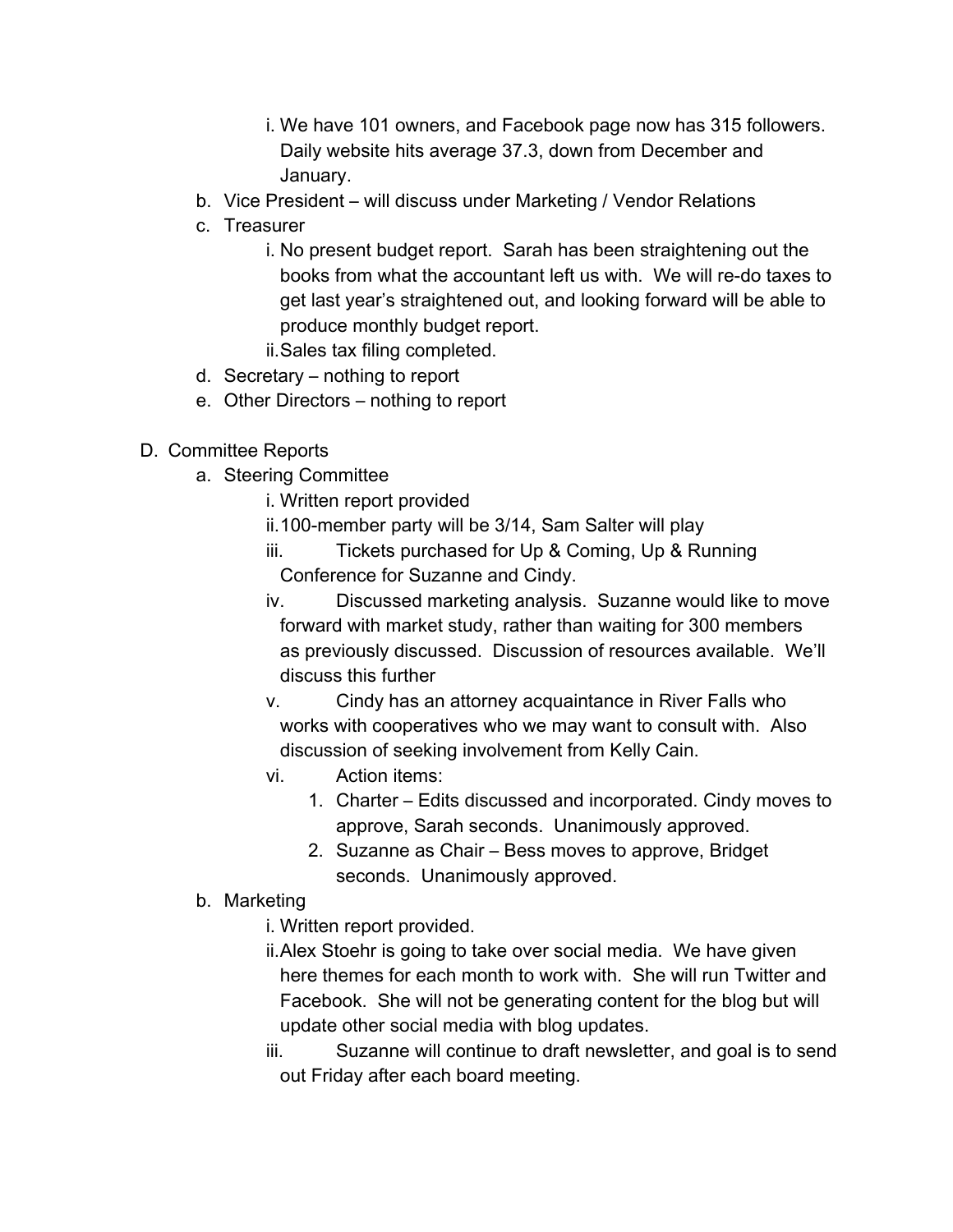i. We have 101 owners, and Facebook page now has 315 followers. Daily website hits average 37.3, down from December and January.

   b. Vice President – will discuss under Marketing / Vendor Relations
   c. Treasurer
      i. No present budget report. Sarah has been straightening out the books from what the accountant left us with. We will re-do taxes to get last year's straightened out, and looking forward will be able to produce monthly budget report.
      ii. Sales tax filing completed.
   d. Secretary – nothing to report
   e. Other Directors – nothing to report

D. Committee Reports
   a. Steering Committee
      i. Written report provided
      ii. 100-member party will be 3/14, Sam Salter will play
      iii. Tickets purchased for Up & Coming, Up & Running Conference for Suzanne and Cindy.
      iv. Discussed marketing analysis. Suzanne would like to move forward with market study, rather than waiting for 300 members as previously discussed. Discussion of resources available. We'll discuss this further
      v. Cindy has an attorney acquaintance in River Falls who works with cooperatives who we may want to consult with. Also discussion of seeking involvement from Kelly Cain.
      vi. Action items:
         1. Charter – Edits discussed and incorporated. Cindy moves to approve, Sarah seconds. Unanimously approved.
         2. Suzanne as Chair – Bess moves to approve, Bridget seconds. Unanimously approved.
   b. Marketing
      i. Written report provided.
      ii. Alex Stoehr is going to take over social media. We have given here themes for each month to work with. She will run Twitter and Facebook. She will not be generating content for the blog but will update other social media with blog updates.
      iii. Suzanne will continue to draft newsletter, and goal is to send out Friday after each board meeting.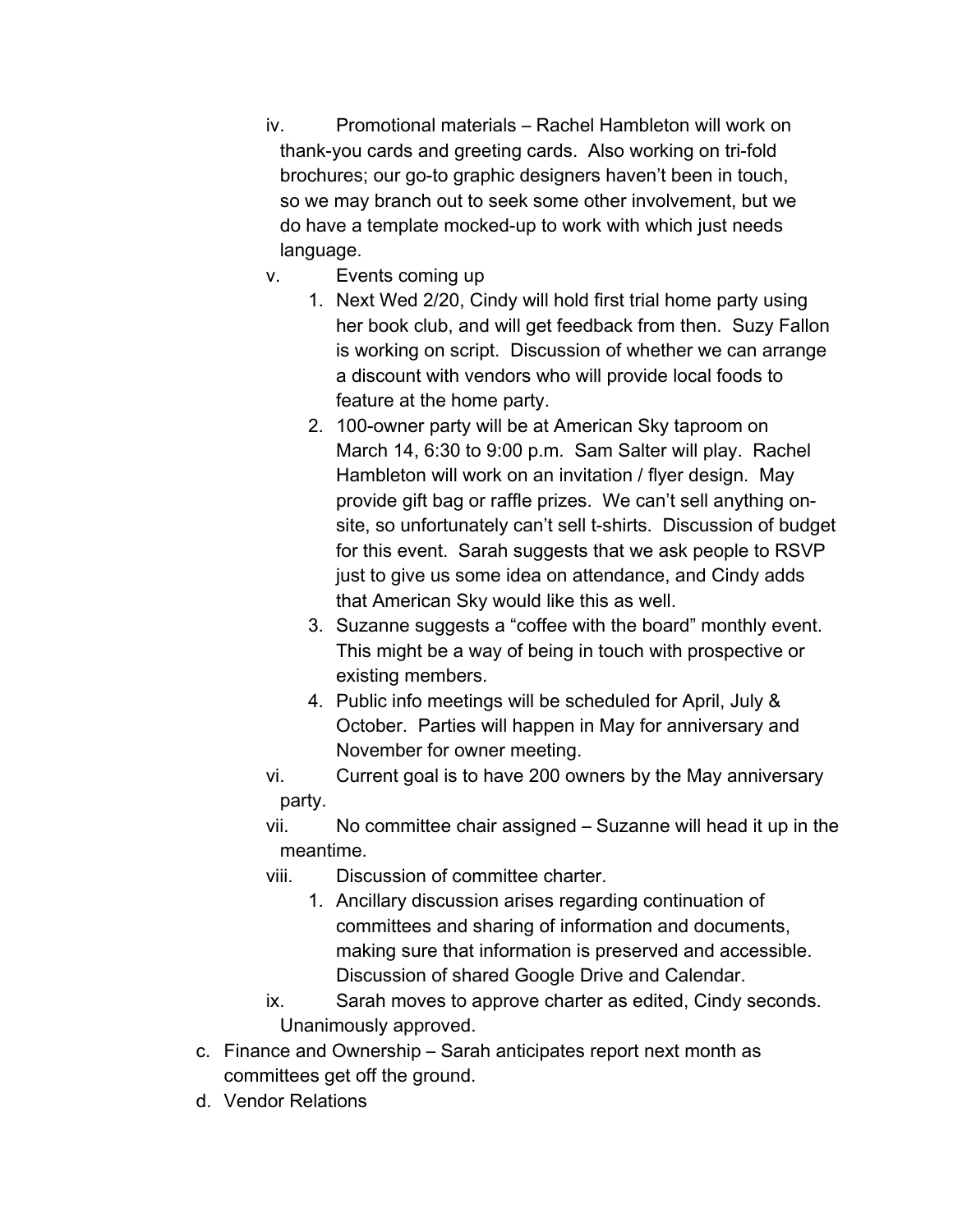iv. Promotional materials – Rachel Hambleton will work on thank-you cards and greeting cards. Also working on tri-fold brochures; our go-to graphic designers haven't been in touch, so we may branch out to seek some other involvement, but we do have a template mocked-up to work with which just needs language.
   v. Events coming up
      1. Next Wed 2/20, Cindy will hold first trial home party using her book club, and will get feedback from then. Suzy Fallon is working on script. Discussion of whether we can arrange a discount with vendors who will provide local foods to feature at the home party.
      2. 100-owner party will be at American Sky taproom on March 14, 6:30 to 9:00 p.m. Sam Salter will play. Rachel Hambleton will work on an invitation / flyer design. May provide gift bag or raffle prizes. We can't sell anything on-site, so unfortunately can't sell t-shirts. Discussion of budget for this event. Sarah suggests that we ask people to RSVP just to give us some idea on attendance, and Cindy adds that American Sky would like this as well.
      3. Suzanne suggests a "coffee with the board" monthly event. This might be a way of being in touch with prospective or existing members.
      4. Public info meetings will be scheduled for April, July & October. Parties will happen in May for anniversary and November for owner meeting.
   vi. Current goal is to have 200 owners by the May anniversary party.
   vii. No committee chair assigned – Suzanne will head it up in the meantime.
   viii. Discussion of committee charter.
      1. Ancillary discussion arises regarding continuation of committees and sharing of information and documents, making sure that information is preserved and accessible. Discussion of shared Google Drive and Calendar.
   ix. Sarah moves to approve charter as edited, Cindy seconds. Unanimously approved.

c. Finance and Ownership – Sarah anticipates report next month as committees get off the ground.
d. Vendor Relations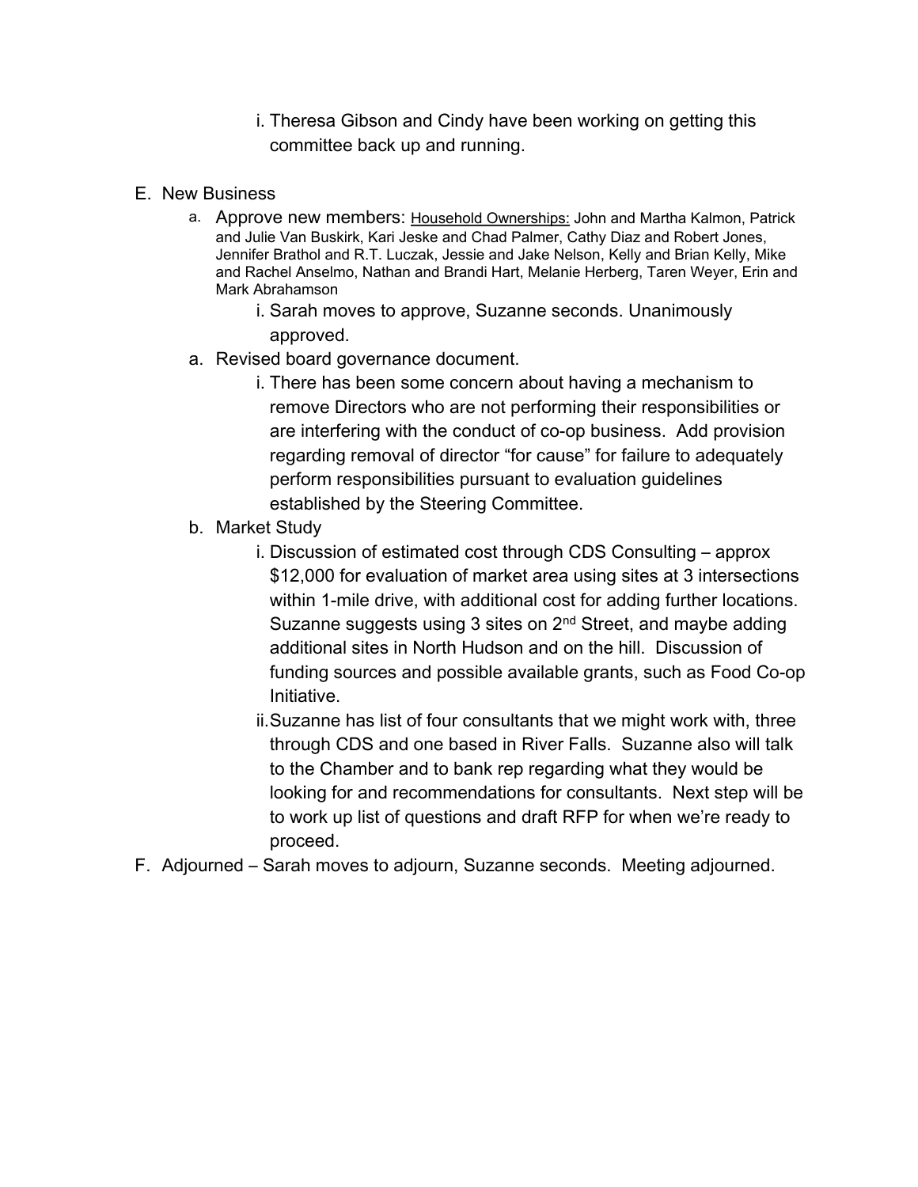i. Theresa Gibson and Cindy have been working on getting this committee back up and running.

E. New Business
   a. Approve new members: Household Ownerships: John and Martha Kalmon, Patrick and Julie Van Buskirk, Kari Jeske and Chad Palmer, Cathy Diaz and Robert Jones, Jennifer Brathol and R.T. Luczak, Jessie and Jake Nelson, Kelly and Brian Kelly, Mike and Rachel Anselmo, Nathan and Brandi Hart, Melanie Herberg, Taren Weyer, Erin and Mark Abrahamson
      i. Sarah moves to approve, Suzanne seconds. Unanimously approved.
   a. Revised board governance document.
      i. There has been some concern about having a mechanism to remove Directors who are not performing their responsibilities or are interfering with the conduct of co-op business. Add provision regarding removal of director "for cause" for failure to adequately perform responsibilities pursuant to evaluation guidelines established by the Steering Committee.
   b. Market Study
      i. Discussion of estimated cost through CDS Consulting – approx $12,000 for evaluation of market area using sites at 3 intersections within 1-mile drive, with additional cost for adding further locations. Suzanne suggests using 3 sites on 2nd Street, and maybe adding additional sites in North Hudson and on the hill. Discussion of funding sources and possible available grants, such as Food Co-op Initiative.
      ii. Suzanne has list of four consultants that we might work with, three through CDS and one based in River Falls. Suzanne also will talk to the Chamber and to bank rep regarding what they would be looking for and recommendations for consultants. Next step will be to work up list of questions and draft RFP for when we're ready to proceed.

F. Adjourned – Sarah moves to adjourn, Suzanne seconds. Meeting adjourned.